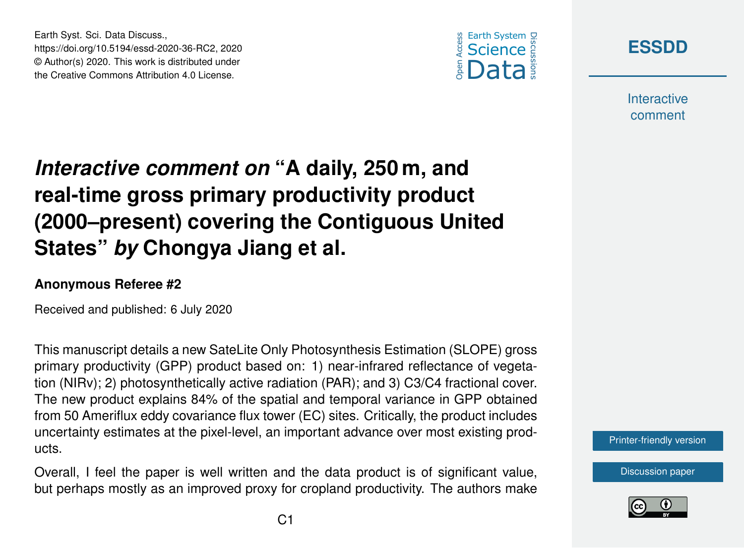# *Interactive comment on* "A daily, 250 m, and real-time gross primary productivity product (2000–present) covering the Contiguous United States" *by* Chongya Jiang et al.

**Anonymous Referee #2**

Received and published: 6 July 2020

This manuscript details a new SateLite Only Photosynthesis Estimation (SLOPE) gross primary productivity (GPP) product based on: 1) near-infrared reflectance of vegetation (NIRv); 2) photosynthetically active radiation (PAR); and 3) C3/C4 fractional cover. The new product explains 84% of the spatial and temporal variance in GPP obtained from 50 Ameriflux eddy covariance flux tower (EC) sites. Critically, the product includes uncertainty estimates at the pixel-level, an important advance over most existing products.

Overall, I feel the paper is well written and the data product is of significant value, but perhaps mostly as an improved proxy for cropland productivity. The authors make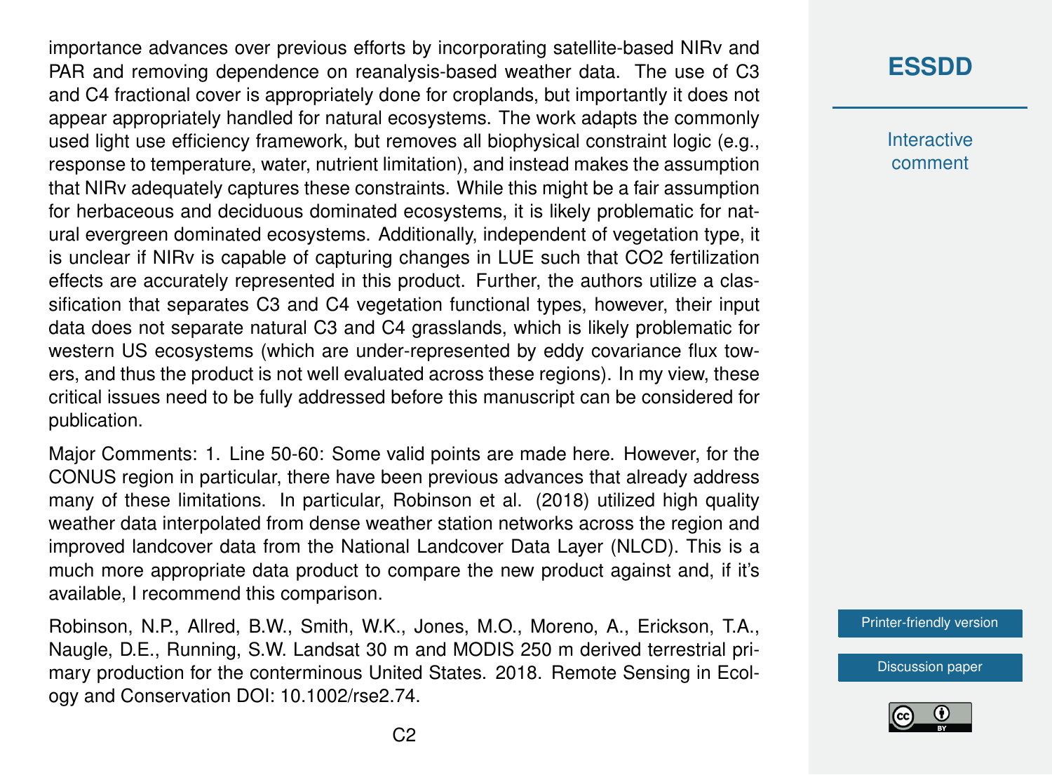importance advances over previous efforts by incorporating satellite-based NIRv and PAR and removing dependence on reanalysis-based weather data. The use of C3 and C4 fractional cover is appropriately done for croplands, but importantly it does not appear appropriately handled for natural ecosystems. The work adapts the commonly used light use efficiency framework, but removes all biophysical constraint logic (e.g., response to temperature, water, nutrient limitation), and instead makes the assumption that NIRv adequately captures these constraints. While this might be a fair assumption for herbaceous and deciduous dominated ecosystems, it is likely problematic for natural evergreen dominated ecosystems. Additionally, independent of vegetation type, it is unclear if NIRv is capable of capturing changes in LUE such that $CO_2$ fertilization effects are accurately represented in this product. Further, the authors utilize a classification that separates C3 and C4 vegetation functional types, however, their input data does not separate natural C3 and C4 grasslands, which is likely problematic for western US ecosystems (which are under-represented by eddy covariance flux towers, and thus the product is not well evaluated across these regions). In my view, these critical issues need to be fully addressed before this manuscript can be considered for publication.

Major Comments: 1. Line 50-60: Some valid points are made here. However, for the CONUS region in particular, there have been previous advances that already address many of these limitations. In particular, Robinson et al. (2018) utilized high quality weather data interpolated from dense weather station networks across the region and improved landcover data from the National Landcover Data Layer (NLCD). This is a much more appropriate data product to compare the new product against and, if it's available, I recommend this comparison.

Robinson, N.P., Allred, B.W., Smith, W.K., Jones, M.O., Moreno, A., Erickson, T.A., Naugle, D.E., Running, S.W. Landsat 30 m and MODIS 250 m derived terrestrial primary production for the conterminous United States. 2018. Remote Sensing in Ecology and Conservation DOI: 10.1002/rse2.74.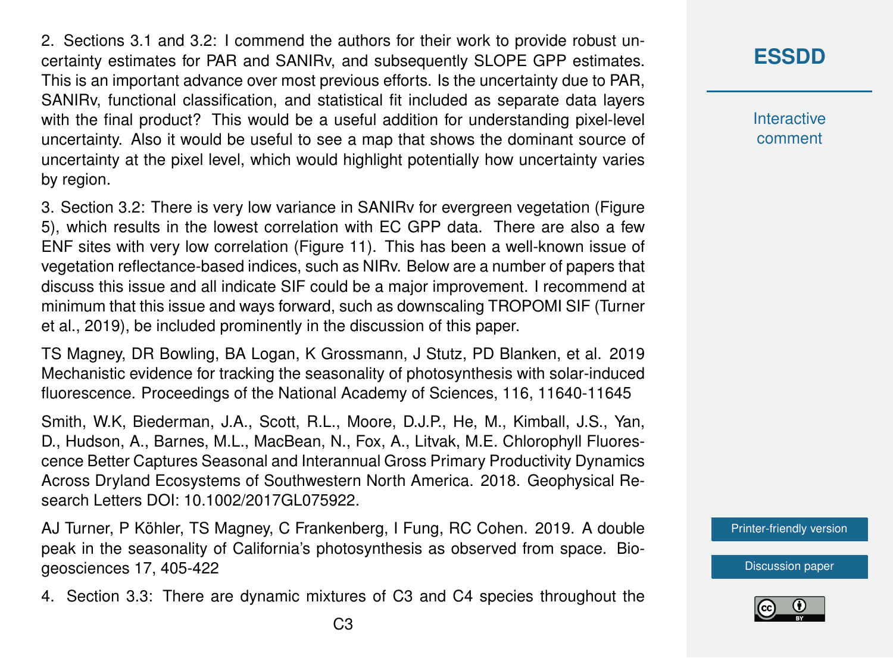2. Sections 3.1 and 3.2: I commend the authors for their work to provide robust uncertainty estimates for PAR and SANIRv, and subsequently SLOPE GPP estimates. This is an important advance over most previous efforts. Is the uncertainty due to PAR, SANIRv, functional classification, and statistical fit included as separate data layers with the final product? This would be a useful addition for understanding pixel-level uncertainty. Also it would be useful to see a map that shows the dominant source of uncertainty at the pixel level, which would highlight potentially how uncertainty varies by region.

3. Section 3.2: There is very low variance in SANIRv for evergreen vegetation (Figure 5), which results in the lowest correlation with EC GPP data. There are also a few ENF sites with very low correlation (Figure 11). This has been a well-known issue of vegetation reflectance-based indices, such as NIRv. Below are a number of papers that discuss this issue and all indicate SIF could be a major improvement. I recommend at minimum that this issue and ways forward, such as downscaling TROPOMI SIF (Turner et al., 2019), be included prominently in the discussion of this paper.

TS Magney, DR Bowling, BA Logan, K Grossmann, J Stutz, PD Blanken, et al. 2019 Mechanistic evidence for tracking the seasonality of photosynthesis with solar-induced fluorescence. Proceedings of the National Academy of Sciences, 116, 11640-11645

Smith, W.K, Biederman, J.A., Scott, R.L., Moore, D.J.P., He, M., Kimball, J.S., Yan, D., Hudson, A., Barnes, M.L., MacBean, N., Fox, A., Litvak, M.E. Chlorophyll Fluorescence Better Captures Seasonal and Interannual Gross Primary Productivity Dynamics Across Dryland Ecosystems of Southwestern North America. 2018. Geophysical Research Letters DOI: 10.1002/2017GL075922.

AJ Turner, P Köhler, TS Magney, C Frankenberg, I Fung, RC Cohen. 2019. A double peak in the seasonality of California's photosynthesis as observed from space. Biogeosciences 17, 405-422

4. Section 3.3: There are dynamic mixtures of C3 and C4 species throughout the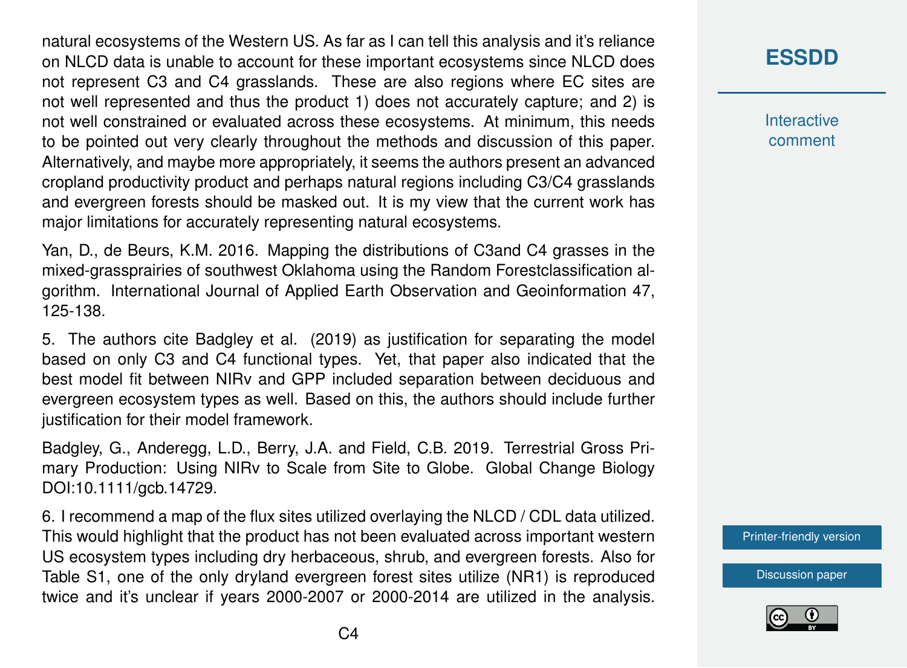natural ecosystems of the Western US. As far as I can tell this analysis and it's reliance on NLCD data is unable to account for these important ecosystems since NLCD does not represent C3 and C4 grasslands. These are also regions where EC sites are not well represented and thus the product 1) does not accurately capture; and 2) is not well constrained or evaluated across these ecosystems. At minimum, this needs to be pointed out very clearly throughout the methods and discussion of this paper. Alternatively, and maybe more appropriately, it seems the authors present an advanced cropland productivity product and perhaps natural regions including C3/C4 grasslands and evergreen forests should be masked out. It is my view that the current work has major limitations for accurately representing natural ecosystems.

Yan, D., de Beurs, K.M. 2016. Mapping the distributions of C3and C4 grasses in the mixed-grassprairies of southwest Oklahoma using the Random Forestclassification algorithm. International Journal of Applied Earth Observation and Geoinformation 47, 125-138.

5. The authors cite Badgley et al. (2019) as justification for separating the model based on only C3 and C4 functional types. Yet, that paper also indicated that the best model fit between NIRv and GPP included separation between deciduous and evergreen ecosystem types as well. Based on this, the authors should include further justification for their model framework.

Badgley, G., Anderegg, L.D., Berry, J.A. and Field, C.B. 2019. Terrestrial Gross Primary Production: Using NIRv to Scale from Site to Globe. Global Change Biology DOI:10.1111/gcb.14729.

6. I recommend a map of the flux sites utilized overlaying the NLCD / CDL data utilized. This would highlight that the product has not been evaluated across important western US ecosystem types including dry herbaceous, shrub, and evergreen forests. Also for Table S1, one of the only dryland evergreen forest sites utilize (NR1) is reproduced twice and it's unclear if years 2000-2007 or 2000-2014 are utilized in the analysis.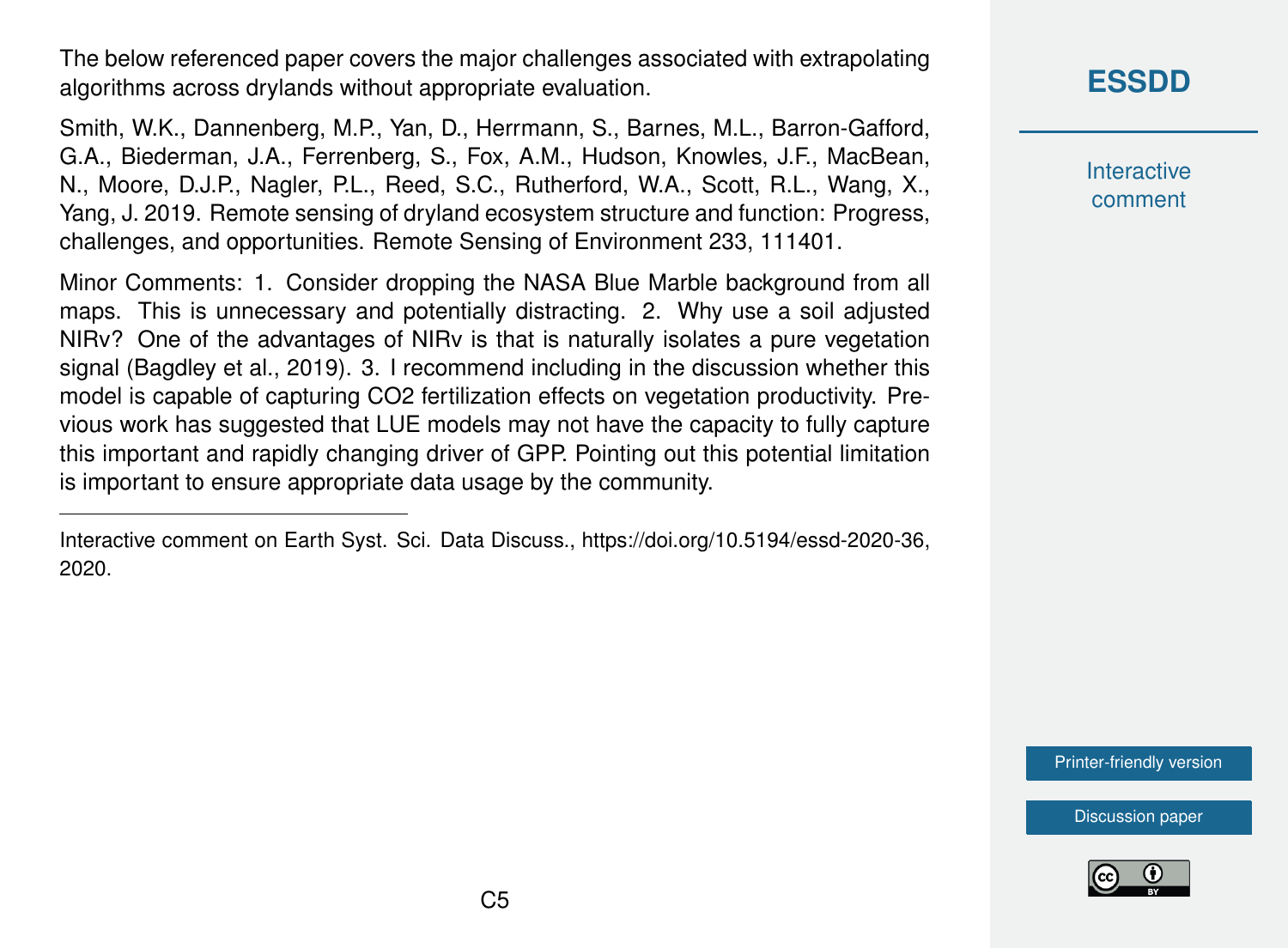The below referenced paper covers the major challenges associated with extrapolating algorithms across drylands without appropriate evaluation.

Smith, W.K., Dannenberg, M.P., Yan, D., Herrmann, S., Barnes, M.L., Barron-Gafford, G.A., Biederman, J.A., Ferrenberg, S., Fox, A.M., Hudson, Knowles, J.F., MacBean, N., Moore, D.J.P., Nagler, P.L., Reed, S.C., Rutherford, W.A., Scott, R.L., Wang, X., Yang, J. 2019. Remote sensing of dryland ecosystem structure and function: Progress, challenges, and opportunities. Remote Sensing of Environment 233, 111401.

Minor Comments: 1. Consider dropping the NASA Blue Marble background from all maps. This is unnecessary and potentially distracting. 2. Why use a soil adjusted NIRv? One of the advantages of NIRv is that is naturally isolates a pure vegetation signal (Bagdley et al., 2019). 3. I recommend including in the discussion whether this model is capable of capturing $CO_2$ fertilization effects on vegetation productivity. Previous work has suggested that LUE models may not have the capacity to fully capture this important and rapidly changing driver of GPP. Pointing out this potential limitation is important to ensure appropriate data usage by the community.

---

Interactive comment on Earth Syst. Sci. Data Discuss., https://doi.org/10.5194/essd-2020-36, 2020.